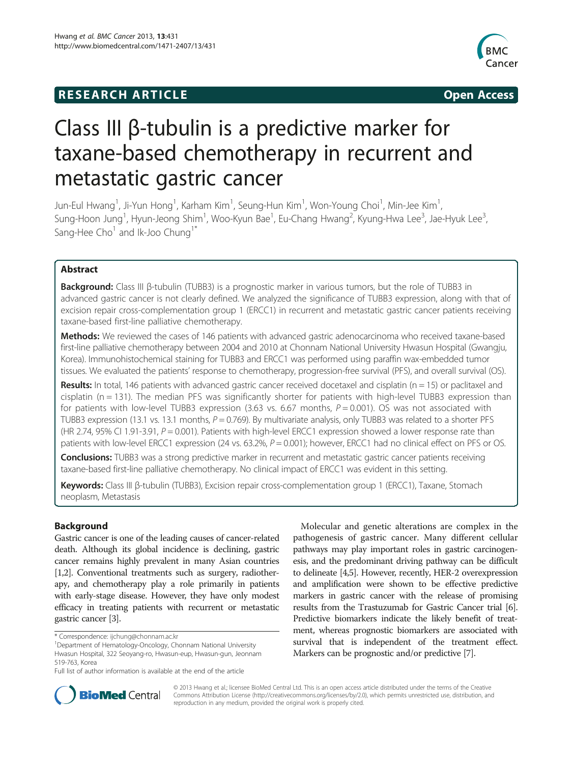**RESEARCH ARTICLE** **Open Access**

# Class III β-tubulin is a predictive marker for taxane-based chemotherapy in recurrent and metastatic gastric cancer

Jun-Eul Hwang[1], Ji-Yun Hong[1], Karham Kim[1], Seung-Hun Kim[1], Won-Young Choi[1], Min-Jee Kim[1], Sung-Hoon Jung[1], Hyun-Jeong Shim[1], Woo-Kyun Bae[1], Eu-Chang Hwang[2], Kyung-Hwa Lee[3], Jae-Hyuk Lee[3], Sang-Hee Cho[1] and Ik-Joo Chung[1*]

## Abstract

**Background:** Class III β-tubulin (TUBB3) is a prognostic marker in various tumors, but the role of TUBB3 in advanced gastric cancer is not clearly defined. We analyzed the significance of TUBB3 expression, along with that of excision repair cross-complementation group 1 (ERCC1) in recurrent and metastatic gastric cancer patients receiving taxane-based first-line palliative chemotherapy.

**Methods:** We reviewed the cases of 146 patients with advanced gastric adenocarcinoma who received taxane-based first-line palliative chemotherapy between 2004 and 2010 at Chonnam National University Hwasun Hospital (Gwangju, Korea). Immunohistochemical staining for TUBB3 and ERCC1 was performed using paraffin wax-embedded tumor tissues. We evaluated the patients' response to chemotherapy, progression-free survival (PFS), and overall survival (OS).

**Results:** In total, 146 patients with advanced gastric cancer received docetaxel and cisplatin (n = 15) or paclitaxel and cisplatin (n = 131). The median PFS was significantly shorter for patients with high-level TUBB3 expression than for patients with low-level TUBB3 expression (3.63 vs. 6.67 months, $P = 0.001$). OS was not associated with TUBB3 expression (13.1 vs. 13.1 months, $P = 0.769$). By multivariate analysis, only TUBB3 was related to a shorter PFS (HR 2.74, 95% CI 1.91-3.91, $P = 0.001$). Patients with high-level ERCC1 expression showed a lower response rate than patients with low-level ERCC1 expression (24 vs. 63.2%, $P = 0.001$); however, ERCC1 had no clinical effect on PFS or OS.

**Conclusions:** TUBB3 was a strong predictive marker in recurrent and metastatic gastric cancer patients receiving taxane-based first-line palliative chemotherapy. No clinical impact of ERCC1 was evident in this setting.

**Keywords:** Class III β-tubulin (TUBB3), Excision repair cross-complementation group 1 (ERCC1), Taxane, Stomach neoplasm, Metastasis

## Background

Gastric cancer is one of the leading causes of cancer-related death. Although its global incidence is declining, gastric cancer remains highly prevalent in many Asian countries [1,2]. Conventional treatments such as surgery, radiotherapy, and chemotherapy play a role primarily in patients with early-stage disease. However, they have only modest efficacy in treating patients with recurrent or metastatic gastric cancer [3].

Molecular and genetic alterations are complex in the pathogenesis of gastric cancer. Many different cellular pathways may play important roles in gastric carcinogenesis, and the predominant driving pathway can be difficult to delineate [4,5]. However, recently, HER-2 overexpression and amplification were shown to be effective predictive markers in gastric cancer with the release of promising results from the Trastuzumab for Gastric Cancer trial [6]. Predictive biomarkers indicate the likely benefit of treatment, whereas prognostic biomarkers are associated with survival that is independent of the treatment effect. Markers can be prognostic and/or predictive [7].

\* Correspondence: ijchung@chonnam.ac.kr
[1]Department of Hematology-Oncology, Chonnam National University Hwasun Hospital, 322 Seoyang-ro, Hwasun-eup, Hwasun-gun, Jeonnam 519-763, Korea
Full list of author information is available at the end of the article

© 2013 Hwang et al.; licensee BioMed Central Ltd. This is an open access article distributed under the terms of the Creative Commons Attribution License (http://creativecommons.org/licenses/by/2.0), which permits unrestricted use, distribution, and reproduction in any medium, provided the original work is properly cited.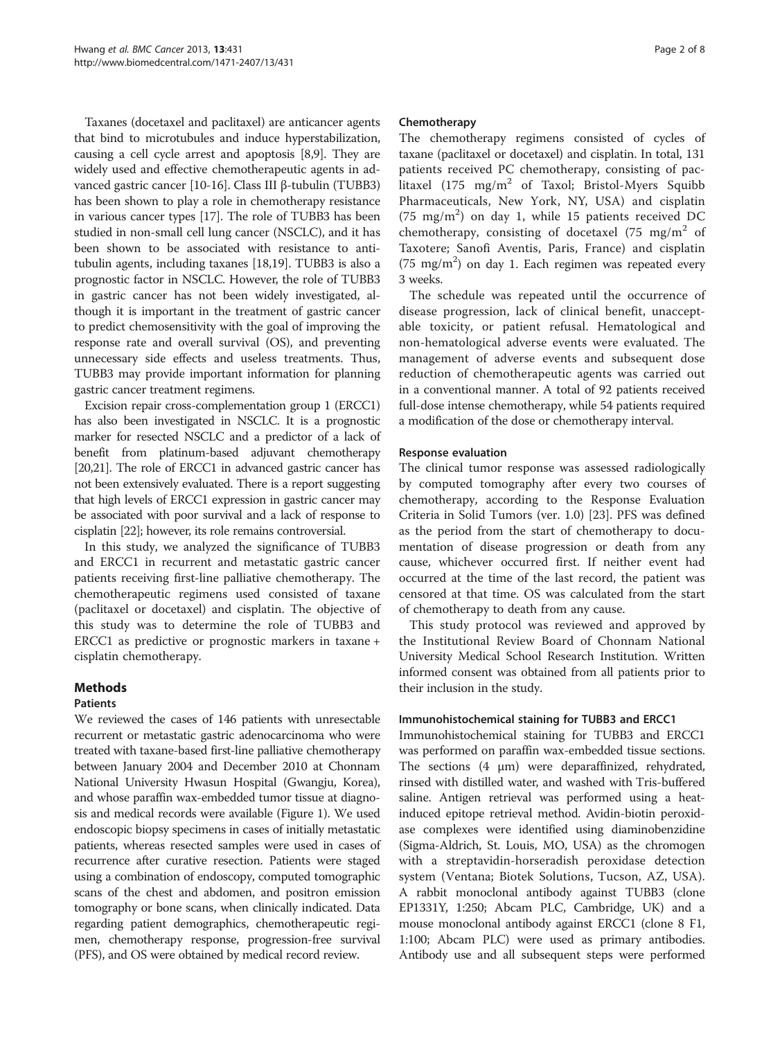Taxanes (docetaxel and paclitaxel) are anticancer agents that bind to microtubules and induce hyperstabilization, causing a cell cycle arrest and apoptosis [8,9]. They are widely used and effective chemotherapeutic agents in advanced gastric cancer [10-16]. Class III β-tubulin (TUBB3) has been shown to play a role in chemotherapy resistance in various cancer types [17]. The role of TUBB3 has been studied in non-small cell lung cancer (NSCLC), and it has been shown to be associated with resistance to antitubulin agents, including taxanes [18,19]. TUBB3 is also a prognostic factor in NSCLC. However, the role of TUBB3 in gastric cancer has not been widely investigated, although it is important in the treatment of gastric cancer to predict chemosensitivity with the goal of improving the response rate and overall survival (OS), and preventing unnecessary side effects and useless treatments. Thus, TUBB3 may provide important information for planning gastric cancer treatment regimens.

Excision repair cross-complementation group 1 (ERCC1) has also been investigated in NSCLC. It is a prognostic marker for resected NSCLC and a predictor of a lack of benefit from platinum-based adjuvant chemotherapy [20,21]. The role of ERCC1 in advanced gastric cancer has not been extensively evaluated. There is a report suggesting that high levels of ERCC1 expression in gastric cancer may be associated with poor survival and a lack of response to cisplatin [22]; however, its role remains controversial.

In this study, we analyzed the significance of TUBB3 and ERCC1 in recurrent and metastatic gastric cancer patients receiving first-line palliative chemotherapy. The chemotherapeutic regimens used consisted of taxane (paclitaxel or docetaxel) and cisplatin. The objective of this study was to determine the role of TUBB3 and ERCC1 as predictive or prognostic markers in taxane + cisplatin chemotherapy.

## Methods

### Patients

We reviewed the cases of 146 patients with unresectable recurrent or metastatic gastric adenocarcinoma who were treated with taxane-based first-line palliative chemotherapy between January 2004 and December 2010 at Chonnam National University Hwasun Hospital (Gwangju, Korea), and whose paraffin wax-embedded tumor tissue at diagnosis and medical records were available (Figure 1). We used endoscopic biopsy specimens in cases of initially metastatic patients, whereas resected samples were used in cases of recurrence after curative resection. Patients were staged using a combination of endoscopy, computed tomographic scans of the chest and abdomen, and positron emission tomography or bone scans, when clinically indicated. Data regarding patient demographics, chemotherapeutic regimen, chemotherapy response, progression-free survival (PFS), and OS were obtained by medical record review.

### Chemotherapy

The chemotherapy regimens consisted of cycles of taxane (paclitaxel or docetaxel) and cisplatin. In total, 131 patients received PC chemotherapy, consisting of paclitaxel (175 $mg/m^2$ of Taxol; Bristol-Myers Squibb Pharmaceuticals, New York, NY, USA) and cisplatin (75 $mg/m^2$) on day 1, while 15 patients received DC chemotherapy, consisting of docetaxel (75 $mg/m^2$ of Taxotere; Sanofi Aventis, Paris, France) and cisplatin (75 $mg/m^2$) on day 1. Each regimen was repeated every 3 weeks.

The schedule was repeated until the occurrence of disease progression, lack of clinical benefit, unacceptable toxicity, or patient refusal. Hematological and non-hematological adverse events were evaluated. The management of adverse events and subsequent dose reduction of chemotherapeutic agents was carried out in a conventional manner. A total of 92 patients received full-dose intense chemotherapy, while 54 patients required a modification of the dose or chemotherapy interval.

### Response evaluation

The clinical tumor response was assessed radiologically by computed tomography after every two courses of chemotherapy, according to the Response Evaluation Criteria in Solid Tumors (ver. 1.0) [23]. PFS was defined as the period from the start of chemotherapy to documentation of disease progression or death from any cause, whichever occurred first. If neither event had occurred at the time of the last record, the patient was censored at that time. OS was calculated from the start of chemotherapy to death from any cause.

This study protocol was reviewed and approved by the Institutional Review Board of Chonnam National University Medical School Research Institution. Written informed consent was obtained from all patients prior to their inclusion in the study.

### Immunohistochemical staining for TUBB3 and ERCC1

Immunohistochemical staining for TUBB3 and ERCC1 was performed on paraffin wax-embedded tissue sections. The sections (4 μm) were deparaffinized, rehydrated, rinsed with distilled water, and washed with Tris-buffered saline. Antigen retrieval was performed using a heat-induced epitope retrieval method. Avidin-biotin peroxidase complexes were identified using diaminobenzidine (Sigma-Aldrich, St. Louis, MO, USA) as the chromogen with a streptavidin-horseradish peroxidase detection system (Ventana; Biotek Solutions, Tucson, AZ, USA). A rabbit monoclonal antibody against TUBB3 (clone EP1331Y, 1:250; Abcam PLC, Cambridge, UK) and a mouse monoclonal antibody against ERCC1 (clone 8 F1, 1:100; Abcam PLC) were used as primary antibodies. Antibody use and all subsequent steps were performed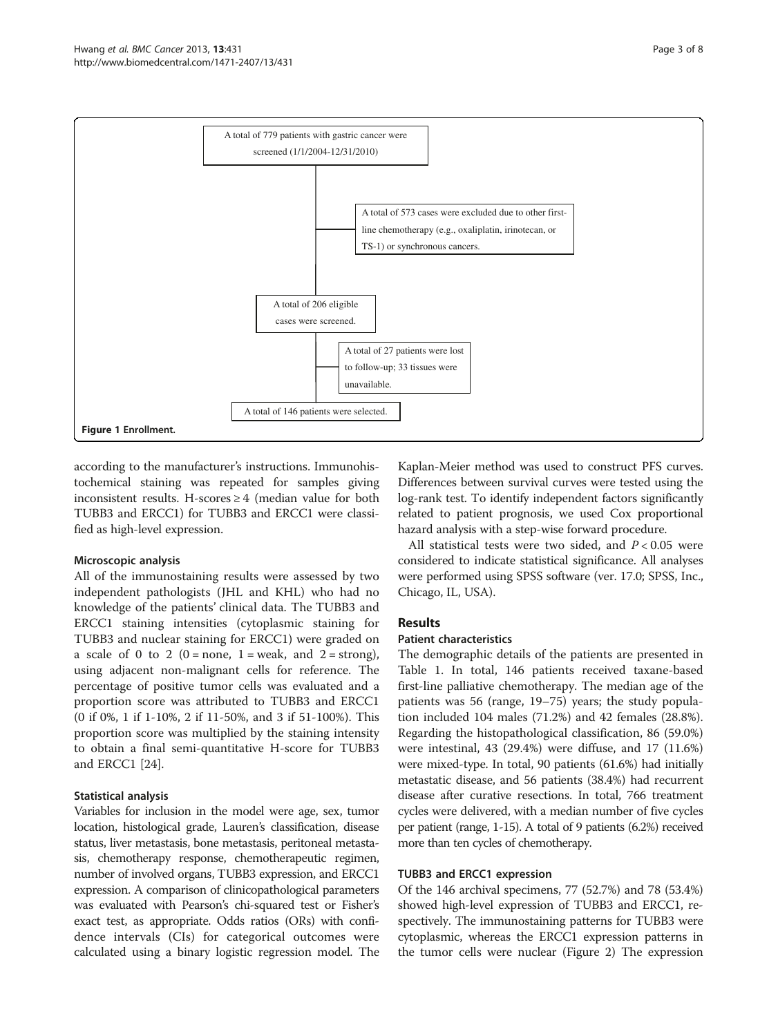A total of 779 patients with gastric cancer were screened (1/1/2004-12/31/2010)

A total of 573 cases were excluded due to other first-line chemotherapy (e.g., oxaliplatin, irinotecan, or TS-1) or synchronous cancers.

A total of 206 eligible cases were screened.

A total of 27 patients were lost to follow-up; 33 tissues were unavailable.

A total of 146 patients were selected.

**Figure 1** Enrollment.

according to the manufacturer's instructions. Immunohistochemical staining was repeated for samples giving inconsistent results. H-scores $\geq 4$ (median value for both TUBB3 and ERCC1) for TUBB3 and ERCC1 were classified as high-level expression.

### Microscopic analysis

All of the immunostaining results were assessed by two independent pathologists (JHL and KHL) who had no knowledge of the patients' clinical data. The TUBB3 and ERCC1 staining intensities (cytoplasmic staining for TUBB3 and nuclear staining for ERCC1) were graded on a scale of 0 to 2 (0 = none, 1 = weak, and 2 = strong), using adjacent non-malignant cells for reference. The percentage of positive tumor cells was evaluated and a proportion score was attributed to TUBB3 and ERCC1 (0 if 0%, 1 if 1-10%, 2 if 11-50%, and 3 if 51-100%). This proportion score was multiplied by the staining intensity to obtain a final semi-quantitative H-score for TUBB3 and ERCC1 [24].

### Statistical analysis

Variables for inclusion in the model were age, sex, tumor location, histological grade, Lauren's classification, disease status, liver metastasis, bone metastasis, peritoneal metastasis, chemotherapy response, chemotherapeutic regimen, number of involved organs, TUBB3 expression, and ERCC1 expression. A comparison of clinicopathological parameters was evaluated with Pearson's chi-squared test or Fisher's exact test, as appropriate. Odds ratios (ORs) with confidence intervals (CIs) for categorical outcomes were calculated using a binary logistic regression model. The Kaplan-Meier method was used to construct PFS curves. Differences between survival curves were tested using the log-rank test. To identify independent factors significantly related to patient prognosis, we used Cox proportional hazard analysis with a step-wise forward procedure.

All statistical tests were two sided, and $P < 0.05$ were considered to indicate statistical significance. All analyses were performed using SPSS software (ver. 17.0; SPSS, Inc., Chicago, IL, USA).

## Results

### Patient characteristics

The demographic details of the patients are presented in Table 1. In total, 146 patients received taxane-based first-line palliative chemotherapy. The median age of the patients was 56 (range, 19–75) years; the study population included 104 males (71.2%) and 42 females (28.8%). Regarding the histopathological classification, 86 (59.0%) were intestinal, 43 (29.4%) were diffuse, and 17 (11.6%) were mixed-type. In total, 90 patients (61.6%) had initially metastatic disease, and 56 patients (38.4%) had recurrent disease after curative resections. In total, 766 treatment cycles were delivered, with a median number of five cycles per patient (range, 1-15). A total of 9 patients (6.2%) received more than ten cycles of chemotherapy.

### TUBB3 and ERCC1 expression

Of the 146 archival specimens, 77 (52.7%) and 78 (53.4%) showed high-level expression of TUBB3 and ERCC1, respectively. The immunostaining patterns for TUBB3 were cytoplasmic, whereas the ERCC1 expression patterns in the tumor cells were nuclear (Figure 2) The expression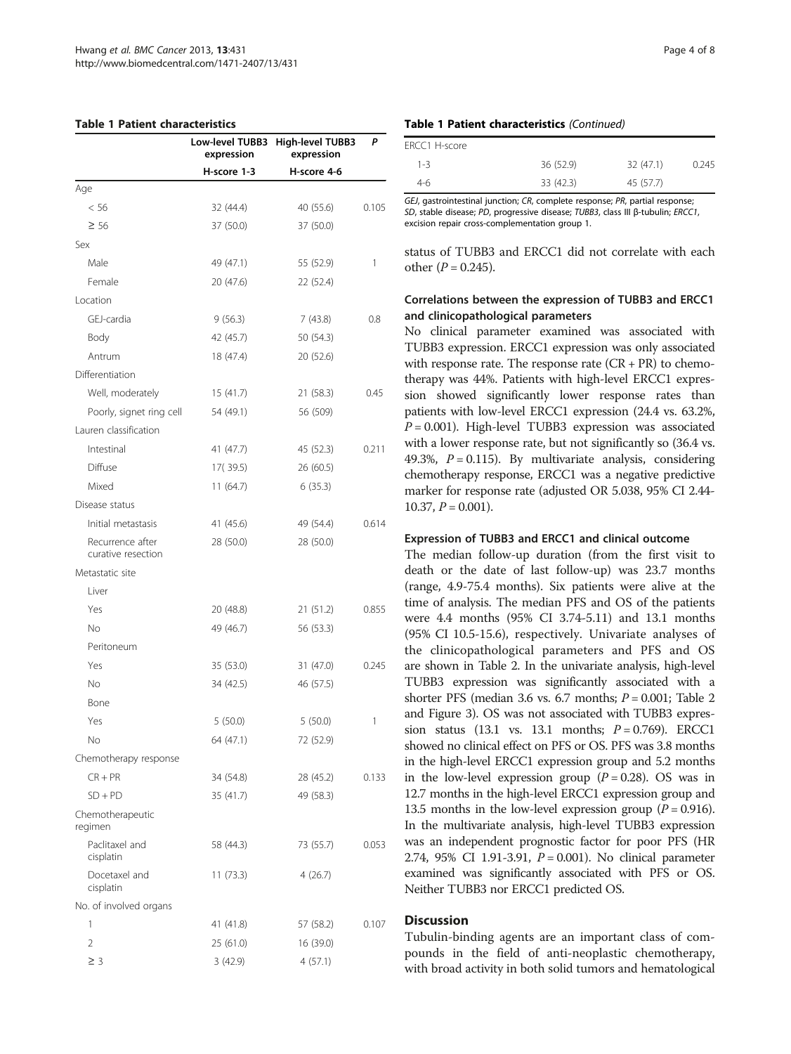**Table 1 Patient characteristics**

| | Low-level TUBB3 expression | High-level TUBB3 expression | P |
|---|---|---|---|
| | H-score 1-3 | H-score 4-6 | |
| Age | | | |
| < 56 | 32 (44.4) | 40 (55.6) | 0.105 |
| ≥ 56 | 37 (50.0) | 37 (50.0) | |
| Sex | | | |
| Male | 49 (47.1) | 55 (52.9) | 1 |
| Female | 20 (47.6) | 22 (52.4) | |
| Location | | | |
| GEJ-cardia | 9 (56.3) | 7 (43.8) | 0.8 |
| Body | 42 (45.7) | 50 (54.3) | |
| Antrum | 18 (47.4) | 20 (52.6) | |
| Differentiation | | | |
| Well, moderately | 15 (41.7) | 21 (58.3) | 0.45 |
| Poorly, signet ring cell | 54 (49.1) | 56 (509) | |
| Lauren classification | | | |
| Intestinal | 41 (47.7) | 45 (52.3) | 0.211 |
| Diffuse | 17( 39.5) | 26 (60.5) | |
| Mixed | 11 (64.7) | 6 (35.3) | |
| Disease status | | | |
| Initial metastasis | 41 (45.6) | 49 (54.4) | 0.614 |
| Recurrence after curative resection | 28 (50.0) | 28 (50.0) | |
| Metastatic site | | | |
| Liver | | | |
| Yes | 20 (48.8) | 21 (51.2) | 0.855 |
| No | 49 (46.7) | 56 (53.3) | |
| Peritoneum | | | |
| Yes | 35 (53.0) | 31 (47.0) | 0.245 |
| No | 34 (42.5) | 46 (57.5) | |
| Bone | | | |
| Yes | 5 (50.0) | 5 (50.0) | 1 |
| No | 64 (47.1) | 72 (52.9) | |
| Chemotherapy response | | | |
| CR + PR | 34 (54.8) | 28 (45.2) | 0.133 |
| SD + PD | 35 (41.7) | 49 (58.3) | |
| Chemotherapeutic regimen | | | |
| Paclitaxel and cisplatin | 58 (44.3) | 73 (55.7) | 0.053 |
| Docetaxel and cisplatin | 11 (73.3) | 4 (26.7) | |
| No. of involved organs | | | |
| 1 | 41 (41.8) | 57 (58.2) | 0.107 |
| 2 | 25 (61.0) | 16 (39.0) | |
| ≥ 3 | 3 (42.9) | 4 (57.1) | |
| ERCC1 H-score | | | |
| 1-3 | 36 (52.9) | 32 (47.1) | 0.245 |
| 4-6 | 33 (42.3) | 45 (57.7) | |

*GEJ*, gastrointestinal junction; *CR*, complete response; *PR*, partial response; *SD*, stable disease; *PD*, progressive disease; *TUBB3*, class III β-tubulin; *ERCC1*, excision repair cross-complementation group 1.

status of TUBB3 and ERCC1 did not correlate with each other ($P = 0.245$).

### Correlations between the expression of TUBB3 and ERCC1 and clinicopathological parameters

No clinical parameter examined was associated with TUBB3 expression. ERCC1 expression was only associated with response rate. The response rate (CR + PR) to chemotherapy was 44%. Patients with high-level ERCC1 expression showed significantly lower response rates than patients with low-level ERCC1 expression (24.4 vs. 63.2%, $P = 0.001$). High-level TUBB3 expression was associated with a lower response rate, but not significantly so (36.4 vs. 49.3%, $P = 0.115$). By multivariate analysis, considering chemotherapy response, ERCC1 was a negative predictive marker for response rate (adjusted OR 5.038, 95% CI 2.44-10.37, $P = 0.001$).

### Expression of TUBB3 and ERCC1 and clinical outcome

The median follow-up duration (from the first visit to death or the date of last follow-up) was 23.7 months (range, 4.9-75.4 months). Six patients were alive at the time of analysis. The median PFS and OS of the patients were 4.4 months (95% CI 3.74-5.11) and 13.1 months (95% CI 10.5-15.6), respectively. Univariate analyses of the clinicopathological parameters and PFS and OS are shown in Table 2. In the univariate analysis, high-level TUBB3 expression was significantly associated with a shorter PFS (median 3.6 vs. 6.7 months; $P = 0.001$; Table 2 and Figure 3). OS was not associated with TUBB3 expression status (13.1 vs. 13.1 months; $P = 0.769$). ERCC1 showed no clinical effect on PFS or OS. PFS was 3.8 months in the high-level ERCC1 expression group and 5.2 months in the low-level expression group ($P = 0.28$). OS was in 12.7 months in the high-level ERCC1 expression group and 13.5 months in the low-level expression group ($P = 0.916$). In the multivariate analysis, high-level TUBB3 expression was an independent prognostic factor for poor PFS (HR 2.74, 95% CI 1.91-3.91, $P = 0.001$). No clinical parameter examined was significantly associated with PFS or OS. Neither TUBB3 nor ERCC1 predicted OS.

## Discussion

Tubulin-binding agents are an important class of compounds in the field of anti-neoplastic chemotherapy, with broad activity in both solid tumors and hematological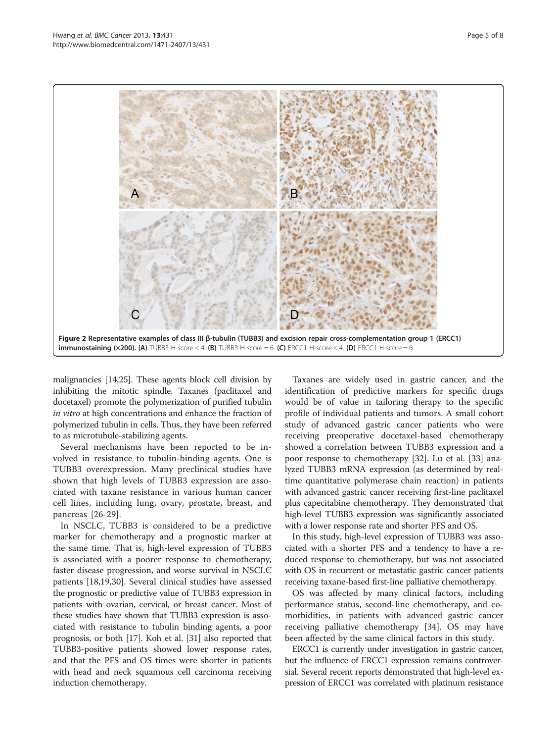**Figure 2 Representative examples of class III β-tubulin (TUBB3) and excision repair cross-complementation group 1 (ERCC1) immunostaining (×200).** **(A)** TUBB3 H-score < 4. **(B)** TUBB3 H-score = 6. **(C)** ERCC1 H-score < 4. **(D)** ERCC1 H-score = 6.

malignancies [14,25]. These agents block cell division by inhibiting the mitotic spindle. Taxanes (paclitaxel and docetaxel) promote the polymerization of purified tubulin *in vitro* at high concentrations and enhance the fraction of polymerized tubulin in cells. Thus, they have been referred to as microtubule-stabilizing agents.

Several mechanisms have been reported to be involved in resistance to tubulin-binding agents. One is TUBB3 overexpression. Many preclinical studies have shown that high levels of TUBB3 expression are associated with taxane resistance in various human cancer cell lines, including lung, ovary, prostate, breast, and pancreas [26-29].

In NSCLC, TUBB3 is considered to be a predictive marker for chemotherapy and a prognostic marker at the same time. That is, high-level expression of TUBB3 is associated with a poorer response to chemotherapy, faster disease progression, and worse survival in NSCLC patients [18,19,30]. Several clinical studies have assessed the prognostic or predictive value of TUBB3 expression in patients with ovarian, cervical, or breast cancer. Most of these studies have shown that TUBB3 expression is associated with resistance to tubulin binding agents, a poor prognosis, or both [17]. Koh et al. [31] also reported that TUBB3-positive patients showed lower response rates, and that the PFS and OS times were shorter in patients with head and neck squamous cell carcinoma receiving induction chemotherapy.

Taxanes are widely used in gastric cancer, and the identification of predictive markers for specific drugs would be of value in tailoring therapy to the specific profile of individual patients and tumors. A small cohort study of advanced gastric cancer patients who were receiving preoperative docetaxel-based chemotherapy showed a correlation between TUBB3 expression and a poor response to chemotherapy [32]. Lu et al. [33] analyzed TUBB3 mRNA expression (as determined by real-time quantitative polymerase chain reaction) in patients with advanced gastric cancer receiving first-line paclitaxel plus capecitabine chemotherapy. They demonstrated that high-level TUBB3 expression was significantly associated with a lower response rate and shorter PFS and OS.

In this study, high-level expression of TUBB3 was associated with a shorter PFS and a tendency to have a reduced response to chemotherapy, but was not associated with OS in recurrent or metastatic gastric cancer patients receiving taxane-based first-line palliative chemotherapy.

OS was affected by many clinical factors, including performance status, second-line chemotherapy, and comorbidities, in patients with advanced gastric cancer receiving palliative chemotherapy [34]. OS may have been affected by the same clinical factors in this study.

ERCC1 is currently under investigation in gastric cancer, but the influence of ERCC1 expression remains controversial. Several recent reports demonstrated that high-level expression of ERCC1 was correlated with platinum resistance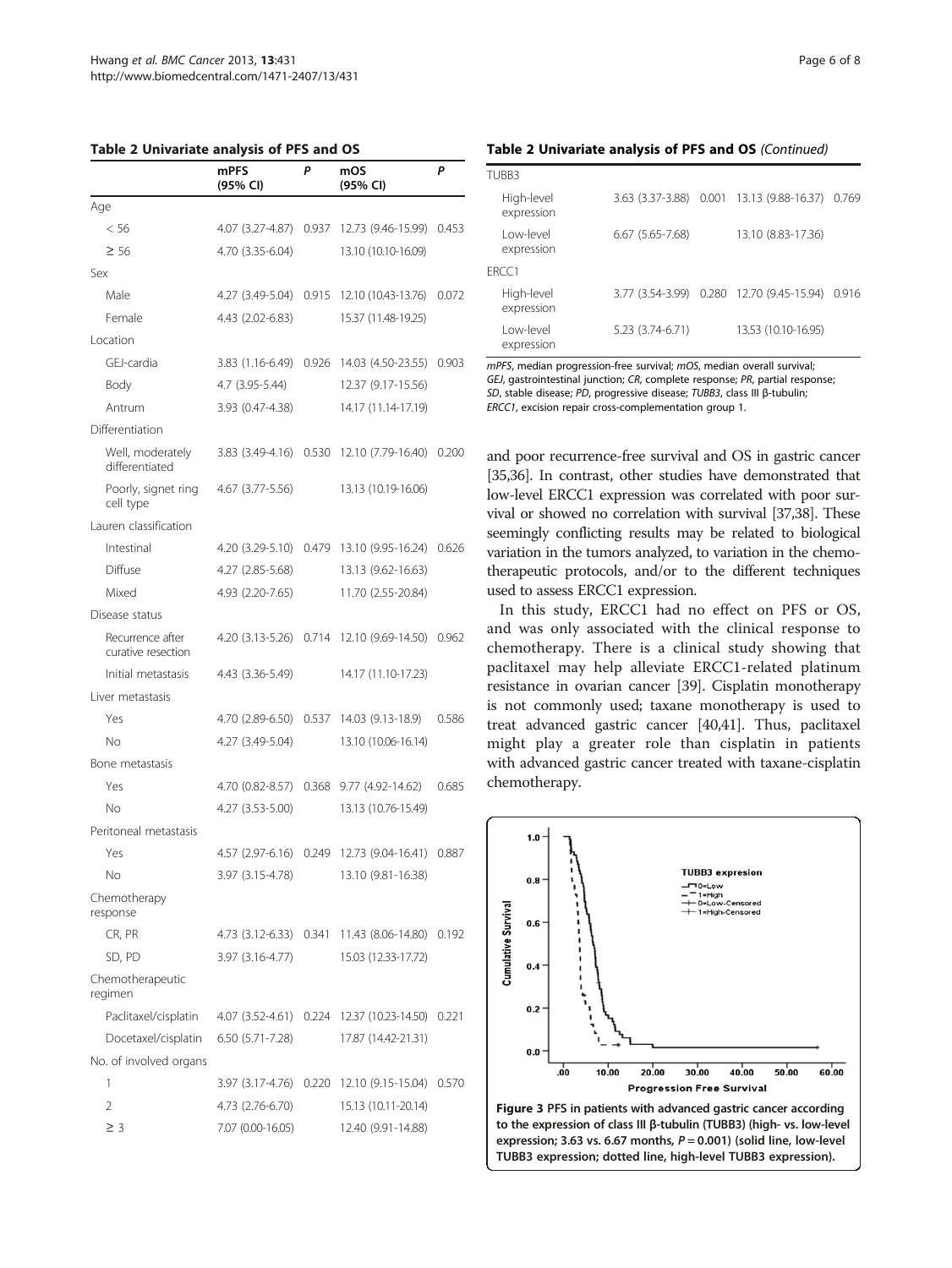**Table 2 Univariate analysis of PFS and OS**

| | mPFS (95% CI) | P | mOS (95% CI) | P |
|---|---|---|---|---|
| Age | | | | |
| < 56 | 4.07 (3.27-4.87) | 0.937 | 12.73 (9.46-15.99) | 0.453 |
| ≥ 56 | 4.70 (3.35-6.04) | | 13.10 (10.10-16.09) | |
| Sex | | | | |
| Male | 4.27 (3.49-5.04) | 0.915 | 12.10 (10.43-13.76) | 0.072 |
| Female | 4.43 (2.02-6.83) | | 15.37 (11.48-19.25) | |
| Location | | | | |
| GEJ-cardia | 3.83 (1.16-6.49) | 0.926 | 14.03 (4.50-23.55) | 0.903 |
| Body | 4.7 (3.95-5.44) | | 12.37 (9.17-15.56) | |
| Antrum | 3.93 (0.47-4.38) | | 14.17 (11.14-17.19) | |
| Differentiation | | | | |
| Well, moderately differentiated | 3.83 (3.49-4.16) | 0.530 | 12.10 (7.79-16.40) | 0.200 |
| Poorly, signet ring cell type | 4.67 (3.77-5.56) | | 13.13 (10.19-16.06) | |
| Lauren classification | | | | |
| Intestinal | 4.20 (3.29-5.10) | 0.479 | 13.10 (9.95-16.24) | 0.626 |
| Diffuse | 4.27 (2.85-5.68) | | 13.13 (9.62-16.63) | |
| Mixed | 4.93 (2.20-7.65) | | 11.70 (2.55-20.84) | |
| Disease status | | | | |
| Recurrence after curative resection | 4.20 (3.13-5.26) | 0.714 | 12.10 (9.69-14.50) | 0.962 |
| Initial metastasis | 4.43 (3.36-5.49) | | 14.17 (11.10-17.23) | |
| Liver metastasis | | | | |
| Yes | 4.70 (2.89-6.50) | 0.537 | 14.03 (9.13-18.9) | 0.586 |
| No | 4.27 (3.49-5.04) | | 13.10 (10.06-16.14) | |
| Bone metastasis | | | | |
| Yes | 4.70 (0.82-8.57) | 0.368 | 9.77 (4.92-14.62) | 0.685 |
| No | 4.27 (3.53-5.00) | | 13.13 (10.76-15.49) | |
| Peritoneal metastasis | | | | |
| Yes | 4.57 (2.97-6.16) | 0.249 | 12.73 (9.04-16.41) | 0.887 |
| No | 3.97 (3.15-4.78) | | 13.10 (9.81-16.38) | |
| Chemotherapy response | | | | |
| CR, PR | 4.73 (3.12-6.33) | 0.341 | 11.43 (8.06-14.80) | 0.192 |
| SD, PD | 3.97 (3.16-4.77) | | 15.03 (12.33-17.72) | |
| Chemotherapeutic regimen | | | | |
| Paclitaxel/cisplatin | 4.07 (3.52-4.61) | 0.224 | 12.37 (10.23-14.50) | 0.221 |
| Docetaxel/cisplatin | 6.50 (5.71-7.28) | | 17.87 (14.42-21.31) | |
| No. of involved organs | | | | |
| 1 | 3.97 (3.17-4.76) | 0.220 | 12.10 (9.15-15.04) | 0.570 |
| 2 | 4.73 (2.76-6.70) | | 15.13 (10.11-20.14) | |
| ≥ 3 | 7.07 (0.00-16.05) | | 12.40 (9.91-14.88) | |
| TUBB3 | | | | |
| High-level expression | 3.63 (3.37-3.88) | 0.001 | 13.13 (9.88-16.37) | 0.769 |
| Low-level expression | 6.67 (5.65-7.68) | | 13.10 (8.83-17.36) | |
| ERCC1 | | | | |
| High-level expression | 3.77 (3.54-3.99) | 0.280 | 12.70 (9.45-15.94) | 0.916 |
| Low-level expression | 5.23 (3.74-6.71) | | 13.53 (10.10-16.95) | |

*mPFS*, median progression-free survival; *mOS*, median overall survival; *GEJ*, gastrointestinal junction; *CR*, complete response; *PR*, partial response; *SD*, stable disease; *PD*, progressive disease; *TUBB3*, class III β-tubulin; *ERCC1*, excision repair cross-complementation group 1.

and poor recurrence-free survival and OS in gastric cancer [35,36]. In contrast, other studies have demonstrated that low-level ERCC1 expression was correlated with poor survival or showed no correlation with survival [37,38]. These seemingly conflicting results may be related to biological variation in the tumors analyzed, to variation in the chemotherapeutic protocols, and/or to the different techniques used to assess ERCC1 expression.

In this study, ERCC1 had no effect on PFS or OS, and was only associated with the clinical response to chemotherapy. There is a clinical study showing that paclitaxel may help alleviate ERCC1-related platinum resistance in ovarian cancer [39]. Cisplatin monotherapy is not commonly used; taxane monotherapy is used to treat advanced gastric cancer [40,41]. Thus, paclitaxel might play a greater role than cisplatin in patients with advanced gastric cancer treated with taxane-cisplatin chemotherapy.

**Figure 3 PFS in patients with advanced gastric cancer according to the expression of class III β-tubulin (TUBB3) (high- vs. low-level expression; 3.63 vs. 6.67 months, $P = 0.001$) (solid line, low-level TUBB3 expression; dotted line, high-level TUBB3 expression).**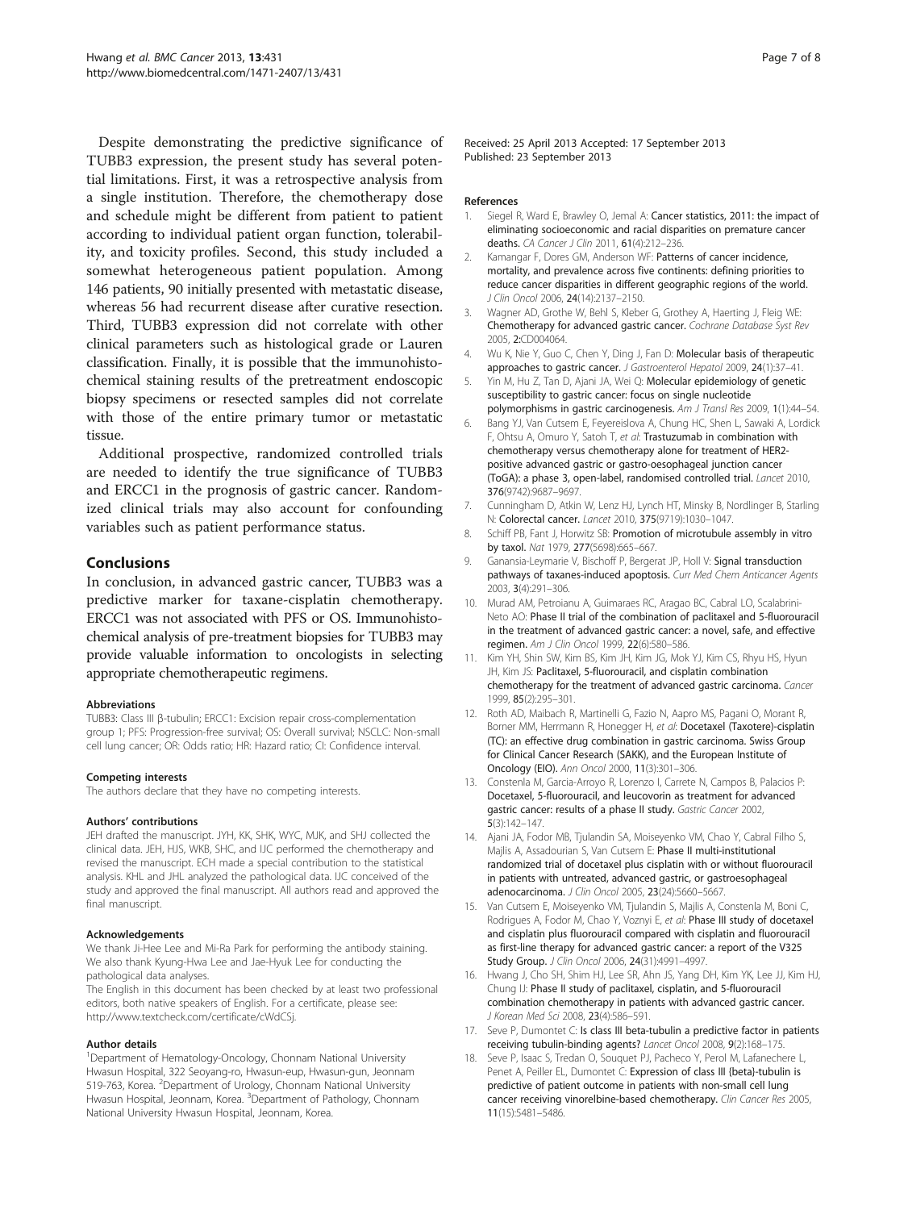Despite demonstrating the predictive significance of TUBB3 expression, the present study has several potential limitations. First, it was a retrospective analysis from a single institution. Therefore, the chemotherapy dose and schedule might be different from patient to patient according to individual patient organ function, tolerability, and toxicity profiles. Second, this study included a somewhat heterogeneous patient population. Among 146 patients, 90 initially presented with metastatic disease, whereas 56 had recurrent disease after curative resection. Third, TUBB3 expression did not correlate with other clinical parameters such as histological grade or Lauren classification. Finally, it is possible that the immunohistochemical staining results of the pretreatment endoscopic biopsy specimens or resected samples did not correlate with those of the entire primary tumor or metastatic tissue.

Additional prospective, randomized controlled trials are needed to identify the true significance of TUBB3 and ERCC1 in the prognosis of gastric cancer. Randomized clinical trials may also account for confounding variables such as patient performance status.

## Conclusions

In conclusion, in advanced gastric cancer, TUBB3 was a predictive marker for taxane-cisplatin chemotherapy. ERCC1 was not associated with PFS or OS. Immunohistochemical analysis of pre-treatment biopsies for TUBB3 may provide valuable information to oncologists in selecting appropriate chemotherapeutic regimens.

#### Abbreviations

TUBB3: Class III β-tubulin; ERCC1: Excision repair cross-complementation group 1; PFS: Progression-free survival; OS: Overall survival; NSCLC: Non-small cell lung cancer; OR: Odds ratio; HR: Hazard ratio; CI: Confidence interval.

#### Competing interests

The authors declare that they have no competing interests.

#### Authors' contributions

JEH drafted the manuscript. JYH, KK, SHK, WYC, MJK, and SHJ collected the clinical data. JEH, HJS, WKB, SHC, and IJC performed the chemotherapy and revised the manuscript. ECH made a special contribution to the statistical analysis. KHL and JHL analyzed the pathological data. IJC conceived of the study and approved the final manuscript. All authors read and approved the final manuscript.

#### Acknowledgements

We thank Ji-Hee Lee and Mi-Ra Park for performing the antibody staining. We also thank Kyung-Hwa Lee and Jae-Hyuk Lee for conducting the pathological data analyses.

The English in this document has been checked by at least two professional editors, both native speakers of English. For a certificate, please see: http://www.textcheck.com/certificate/cWdCSj.

#### Author details

[1]Department of Hematology-Oncology, Chonnam National University Hwasun Hospital, 322 Seoyang-ro, Hwasun-eup, Hwasun-gun, Jeonnam 519-763, Korea. [2]Department of Urology, Chonnam National University Hwasun Hospital, Jeonnam, Korea. [3]Department of Pathology, Chonnam National University Hwasun Hospital, Jeonnam, Korea.

Received: 25 April 2013 Accepted: 17 September 2013
Published: 23 September 2013

#### References

1. Siegel R, Ward E, Brawley O, Jemal A: **Cancer statistics, 2011: the impact of eliminating socioeconomic and racial disparities on premature cancer deaths.** *CA Cancer J Clin* 2011, **61**(4):212–236.
2. Kamangar F, Dores GM, Anderson WF: **Patterns of cancer incidence, mortality, and prevalence across five continents: defining priorities to reduce cancer disparities in different geographic regions of the world.** *J Clin Oncol* 2006, **24**(14):2137–2150.
3. Wagner AD, Grothe W, Behl S, Kleber G, Grothey A, Haerting J, Fleig WE: **Chemotherapy for advanced gastric cancer.** *Cochrane Database Syst Rev* 2005, **2**:CD004064.
4. Wu K, Nie Y, Guo C, Chen Y, Ding J, Fan D: **Molecular basis of therapeutic approaches to gastric cancer.** *J Gastroenterol Hepatol* 2009, **24**(1):37–41.
5. Yin M, Hu Z, Tan D, Ajani JA, Wei Q: **Molecular epidemiology of genetic susceptibility to gastric cancer: focus on single nucleotide polymorphisms in gastric carcinogenesis.** *Am J Transl Res* 2009, **1**(1):44–54.
6. Bang YJ, Van Cutsem E, Feyereislova A, Chung HC, Shen L, Sawaki A, Lordick F, Ohtsu A, Omuro Y, Satoh T, *et al*: **Trastuzumab in combination with chemotherapy versus chemotherapy alone for treatment of HER2-positive advanced gastric or gastro-oesophageal junction cancer (ToGA): a phase 3, open-label, randomised controlled trial.** *Lancet* 2010, **376**(9742):9687–9697.
7. Cunningham D, Atkin W, Lenz HJ, Lynch HT, Minsky B, Nordlinger B, Starling N: **Colorectal cancer.** *Lancet* 2010, **375**(9719):1030–1047.
8. Schiff PB, Fant J, Horwitz SB: **Promotion of microtubule assembly in vitro by taxol.** *Nat* 1979, **277**(5698):665–667.
9. Ganansia-Leymarie V, Bischoff P, Bergerat JP, Holl V: **Signal transduction pathways of taxanes-induced apoptosis.** *Curr Med Chem Anticancer Agents* 2003, **3**(4):291–306.
10. Murad AM, Petroianu A, Guimaraes RC, Aragao BC, Cabral LO, Scalabrini-Neto AO: **Phase II trial of the combination of paclitaxel and 5-fluorouracil in the treatment of advanced gastric cancer: a novel, safe, and effective regimen.** *Am J Clin Oncol* 1999, **22**(6):580–586.
11. Kim YH, Shin SW, Kim BS, Kim JH, Kim JG, Mok YJ, Kim CS, Rhyu HS, Hyun JH, Kim JS: **Paclitaxel, 5-fluorouracil, and cisplatin combination chemotherapy for the treatment of advanced gastric carcinoma.** *Cancer* 1999, **85**(2):295–301.
12. Roth AD, Maibach R, Martinelli G, Fazio N, Aapro MS, Pagani O, Morant R, Borner MM, Herrmann R, Honegger H, *et al*: **Docetaxel (Taxotere)-cisplatin (TC): an effective drug combination in gastric carcinoma. Swiss Group for Clinical Cancer Research (SAKK), and the European Institute of Oncology (EIO).** *Ann Oncol* 2000, **11**(3):301–306.
13. Constenla M, Garcia-Arroyo R, Lorenzo I, Carrete N, Campos B, Palacios P: **Docetaxel, 5-fluorouracil, and leucovorin as treatment for advanced gastric cancer: results of a phase II study.** *Gastric Cancer* 2002, **5**(3):142–147.
14. Ajani JA, Fodor MB, Tjulandin SA, Moiseyenko VM, Chao Y, Cabral Filho S, Majlis A, Assadourian S, Van Cutsem E: **Phase II multi-institutional randomized trial of docetaxel plus cisplatin with or without fluorouracil in patients with untreated, advanced gastric, or gastroesophageal adenocarcinoma.** *J Clin Oncol* 2005, **23**(24):5660–5667.
15. Van Cutsem E, Moiseyenko VM, Tjulandin S, Majlis A, Constenla M, Boni C, Rodrigues A, Fodor M, Chao Y, Voznyi E, *et al*: **Phase III study of docetaxel and cisplatin plus fluorouracil compared with cisplatin and fluorouracil as first-line therapy for advanced gastric cancer: a report of the V325 Study Group.** *J Clin Oncol* 2006, **24**(31):4991–4997.
16. Hwang J, Cho SH, Shim HJ, Lee SR, Ahn JS, Yang DH, Kim YK, Lee JJ, Kim HJ, Chung IJ: **Phase II study of paclitaxel, cisplatin, and 5-fluorouracil combination chemotherapy in patients with advanced gastric cancer.** *J Korean Med Sci* 2008, **23**(4):586–591.
17. Seve P, Dumontet C: **Is class III beta-tubulin a predictive factor in patients receiving tubulin-binding agents?** *Lancet Oncol* 2008, **9**(2):168–175.
18. Seve P, Isaac S, Tredan O, Souquet PJ, Pacheco Y, Perol M, Lafanechere L, Penet A, Peiller EL, Dumontet C: **Expression of class III {beta}-tubulin is predictive of patient outcome in patients with non-small cell lung cancer receiving vinorelbine-based chemotherapy.** *Clin Cancer Res* 2005, **11**(15):5481–5486.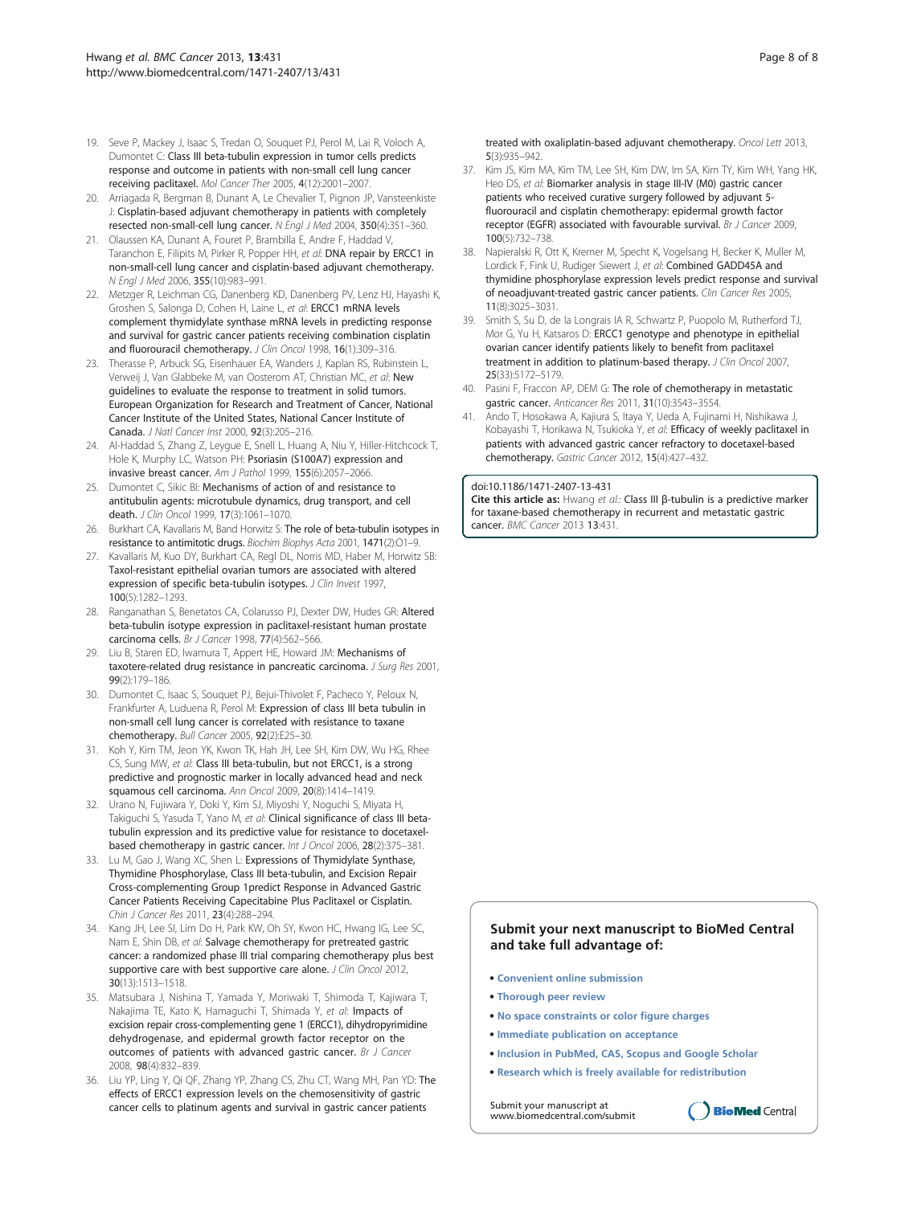19. Seve P, Mackey J, Isaac S, Tredan O, Souquet PJ, Perol M, Lai R, Voloch A, Dumontet C: **Class III beta-tubulin expression in tumor cells predicts response and outcome in patients with non-small cell lung cancer receiving paclitaxel.** *Mol Cancer Ther* 2005, **4**(12):2001–2007.
20. Arriagada R, Bergman B, Dunant A, Le Chevalier T, Pignon JP, Vansteenkiste J: **Cisplatin-based adjuvant chemotherapy in patients with completely resected non-small-cell lung cancer.** *N Engl J Med* 2004, **350**(4):351–360.
21. Olaussen KA, Dunant A, Fouret P, Brambilla E, Andre F, Haddad V, Taranchon E, Filipits M, Pirker R, Popper HH, *et al*: **DNA repair by ERCC1 in non-small-cell lung cancer and cisplatin-based adjuvant chemotherapy.** *N Engl J Med* 2006, **355**(10):983–991.
22. Metzger R, Leichman CG, Danenberg KD, Danenberg PV, Lenz HJ, Hayashi K, Groshen S, Salonga D, Cohen H, Laine L, *et al*: **ERCC1 mRNA levels complement thymidylate synthase mRNA levels in predicting response and survival for gastric cancer patients receiving combination cisplatin and fluorouracil chemotherapy.** *J Clin Oncol* 1998, **16**(1):309–316.
23. Therasse P, Arbuck SG, Eisenhauer EA, Wanders J, Kaplan RS, Rubinstein L, Verweij J, Van Glabbeke M, van Oosterom AT, Christian MC, *et al*: **New guidelines to evaluate the response to treatment in solid tumors. European Organization for Research and Treatment of Cancer, National Cancer Institute of the United States, National Cancer Institute of Canada.** *J Natl Cancer Inst* 2000, **92**(3):205–216.
24. Al-Haddad S, Zhang Z, Leygue E, Snell L, Huang A, Niu Y, Hiller-Hitchcock T, Hole K, Murphy LC, Watson PH: **Psoriasin (S100A7) expression and invasive breast cancer.** *Am J Pathol* 1999, **155**(6):2057–2066.
25. Dumontet C, Sikic BI: **Mechanisms of action of and resistance to antitubulin agents: microtubule dynamics, drug transport, and cell death.** *J Clin Oncol* 1999, **17**(3):1061–1070.
26. Burkhart CA, Kavallaris M, Band Horwitz S: **The role of beta-tubulin isotypes in resistance to antimitotic drugs.** *Biochim Biophys Acta* 2001, **1471**(2):O1–9.
27. Kavallaris M, Kuo DY, Burkhart CA, Regl DL, Norris MD, Haber M, Horwitz SB: **Taxol-resistant epithelial ovarian tumors are associated with altered expression of specific beta-tubulin isotypes.** *J Clin Invest* 1997, **100**(5):1282–1293.
28. Ranganathan S, Benetatos CA, Colarusso PJ, Dexter DW, Hudes GR: **Altered beta-tubulin isotype expression in paclitaxel-resistant human prostate carcinoma cells.** *Br J Cancer* 1998, **77**(4):562–566.
29. Liu B, Staren ED, Iwamura T, Appert HE, Howard JM: **Mechanisms of taxotere-related drug resistance in pancreatic carcinoma.** *J Surg Res* 2001, **99**(2):179–186.
30. Dumontet C, Isaac S, Souquet PJ, Bejui-Thivolet F, Pacheco Y, Peloux N, Frankfurter A, Luduena R, Perol M: **Expression of class III beta tubulin in non-small cell lung cancer is correlated with resistance to taxane chemotherapy.** *Bull Cancer* 2005, **92**(2):E25–30.
31. Koh Y, Kim TM, Jeon YK, Kwon TK, Hah JH, Lee SH, Kim DW, Wu HG, Rhee CS, Sung MW, *et al*: **Class III beta-tubulin, but not ERCC1, is a strong predictive and prognostic marker in locally advanced head and neck squamous cell carcinoma.** *Ann Oncol* 2009, **20**(8):1414–1419.
32. Urano N, Fujiwara Y, Doki Y, Kim SJ, Miyoshi Y, Noguchi S, Miyata H, Takiguchi S, Yasuda T, Yano M, *et al*: **Clinical significance of class III beta-tubulin expression and its predictive value for resistance to docetaxel-based chemotherapy in gastric cancer.** *Int J Oncol* 2006, **28**(2):375–381.
33. Lu M, Gao J, Wang XC, Shen L: **Expressions of Thymidylate Synthase, Thymidine Phosphorylase, Class III beta-tubulin, and Excision Repair Cross-complementing Group 1predict Response in Advanced Gastric Cancer Patients Receiving Capecitabine Plus Paclitaxel or Cisplatin.** *Chin J Cancer Res* 2011, **23**(4):288–294.
34. Kang JH, Lee SI, Lim Do H, Park KW, Oh SY, Kwon HC, Hwang IG, Lee SC, Nam E, Shin DB, *et al*: **Salvage chemotherapy for pretreated gastric cancer: a randomized phase III trial comparing chemotherapy plus best supportive care with best supportive care alone.** *J Clin Oncol* 2012, **30**(13):1513–1518.
35. Matsubara J, Nishina T, Yamada Y, Moriwaki T, Shimoda T, Kajiwara T, Nakajima TE, Kato K, Hamaguchi T, Shimada Y, *et al*: **Impacts of excision repair cross-complementing gene 1 (ERCC1), dihydropyrimidine dehydrogenase, and epidermal growth factor receptor on the outcomes of patients with advanced gastric cancer.** *Br J Cancer* 2008, **98**(4):832–839.
36. Liu YP, Ling Y, Qi QF, Zhang YP, Zhang CS, Zhu CT, Wang MH, Pan YD: **The effects of ERCC1 expression levels on the chemosensitivity of gastric cancer cells to platinum agents and survival in gastric cancer patients treated with oxaliplatin-based adjuvant chemotherapy.** *Oncol Lett* 2013, **5**(3):935–942.
37. Kim JS, Kim MA, Kim TM, Lee SH, Kim DW, Im SA, Kim TY, Kim WH, Yang HK, Heo DS, *et al*: **Biomarker analysis in stage III-IV (M0) gastric cancer patients who received curative surgery followed by adjuvant 5-fluorouracil and cisplatin chemotherapy: epidermal growth factor receptor (EGFR) associated with favourable survival.** *Br J Cancer* 2009, **100**(5):732–738.
38. Napieralski R, Ott K, Kremer M, Specht K, Vogelsang H, Becker K, Muller M, Lordick F, Fink U, Rudiger Siewert J, *et al*: **Combined GADD45A and thymidine phosphorylase expression levels predict response and survival of neoadjuvant-treated gastric cancer patients.** *Clin Cancer Res* 2005, **11**(8):3025–3031.
39. Smith S, Su D, de la Longrais IA R, Schwartz P, Puopolo M, Rutherford TJ, Mor G, Yu H, Katsaros D: **ERCC1 genotype and phenotype in epithelial ovarian cancer identify patients likely to benefit from paclitaxel treatment in addition to platinum-based therapy.** *J Clin Oncol* 2007, **25**(33):5172–5179.
40. Pasini F, Fraccon AP, DEM G: **The role of chemotherapy in metastatic gastric cancer.** *Anticancer Res* 2011, **31**(10):3543–3554.
41. Ando T, Hosokawa A, Kajiura S, Itaya Y, Ueda A, Fujinami H, Nishikawa J, Kobayashi T, Horikawa N, Tsukioka Y, *et al*: **Efficacy of weekly paclitaxel in patients with advanced gastric cancer refractory to docetaxel-based chemotherapy.** *Gastric Cancer* 2012, **15**(4):427–432.

doi:10.1186/1471-2407-13-431

**Cite this article as:** Hwang *et al.*: Class III β-tubulin is a predictive marker for taxane-based chemotherapy in recurrent and metastatic gastric cancer. *BMC Cancer* 2013 **13**:431.